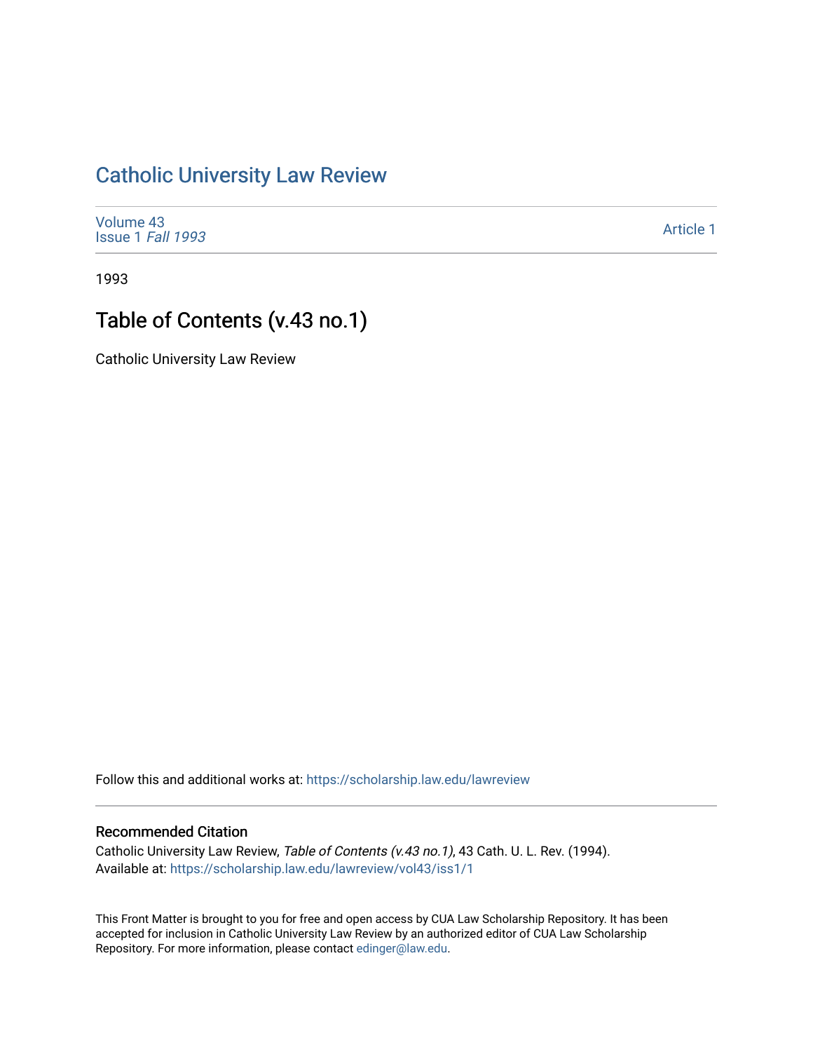# Catholic University Law Review

Volume 43
Issue 1 *Fall 1993*

Article 1

1993

## Table of Contents (v.43 no.1)

Catholic University Law Review

Follow this and additional works at: https://scholarship.law.edu/lawreview

### Recommended Citation

Catholic University Law Review, *Table of Contents (v.43 no.1)*, 43 Cath. U. L. Rev. (1994).
Available at: https://scholarship.law.edu/lawreview/vol43/iss1/1

This Front Matter is brought to you for free and open access by CUA Law Scholarship Repository. It has been accepted for inclusion in Catholic University Law Review by an authorized editor of CUA Law Scholarship Repository. For more information, please contact edinger@law.edu.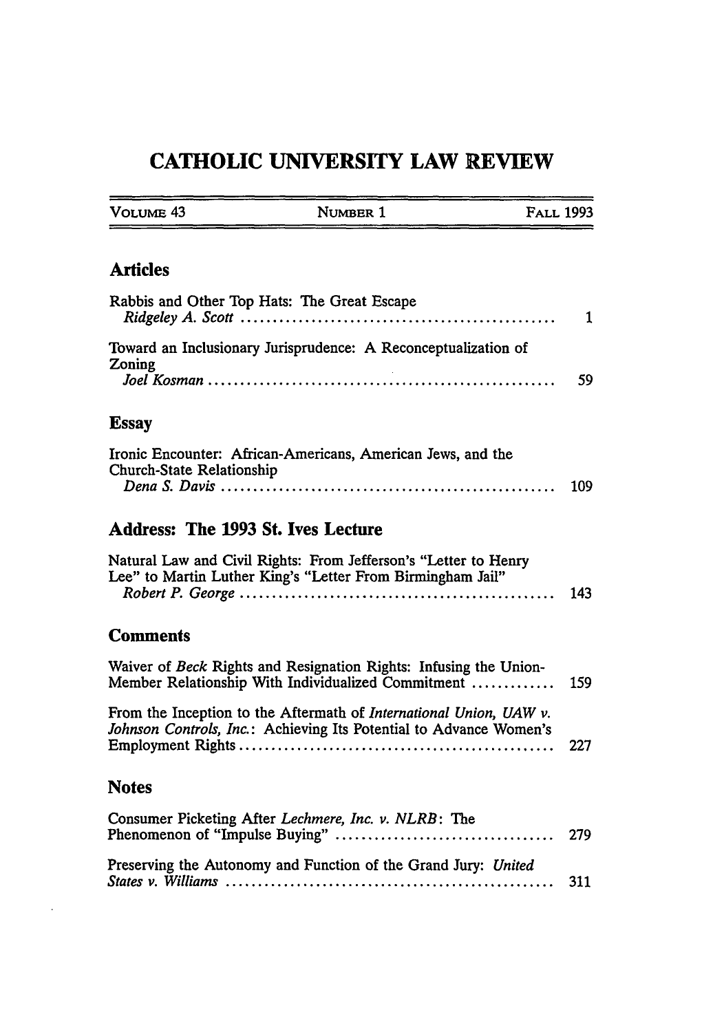# CATHOLIC UNIVERSITY LAW REVIEW

VOLUME 43 NUMBER 1 FALL 1993

## Articles

Rabbis and Other Top Hats: The Great Escape
*Ridgeley A. Scott* ........................................ 1

Toward an Inclusionary Jurisprudence: A Reconceptualization of Zoning
*Joel Kosman* ........................................ 59

## Essay

Ironic Encounter: African-Americans, American Jews, and the Church-State Relationship
*Dena S. Davis* ........................................ 109

## Address: The 1993 St. Ives Lecture

Natural Law and Civil Rights: From Jefferson's "Letter to Henry Lee" to Martin Luther King's "Letter From Birmingham Jail"
*Robert P. George* ........................................ 143

## Comments

Waiver of *Beck* Rights and Resignation Rights: Infusing the Union-Member Relationship With Individualized Commitment ............. 159

From the Inception to the Aftermath of *International Union, UAW v. Johnson Controls, Inc.*: Achieving Its Potential to Advance Women's Employment Rights ........................................ 227

## Notes

Consumer Picketing After *Lechmere, Inc. v. NLRB*: The Phenomenon of "Impulse Buying" ........................................ 279

Preserving the Autonomy and Function of the Grand Jury: *United States v. Williams* ........................................ 311